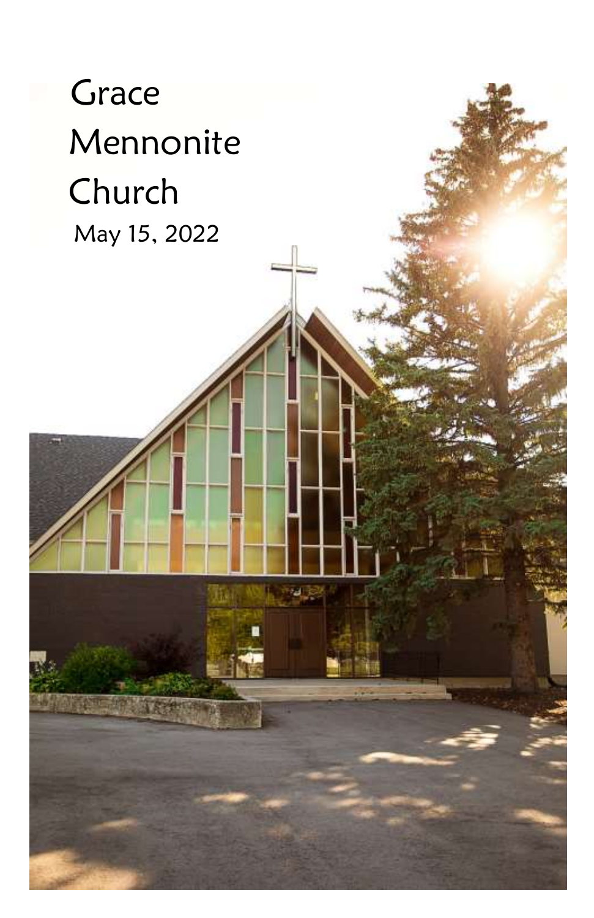# Grace Mennonite Church

May 15, 2022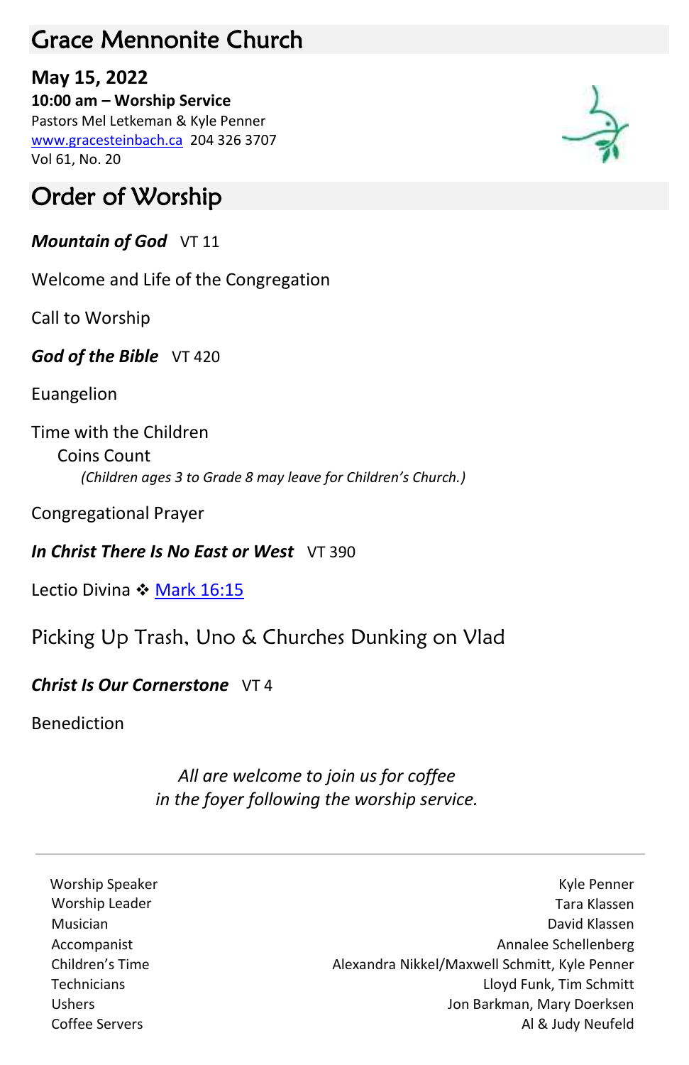# Grace Mennonite Church

**May 15, 2022**
**10:00 am – Worship Service**
Pastors Mel Letkeman & Kyle Penner
www.gracesteinbach.ca 204 326 3707
Vol 61, No. 20

# Order of Worship

***Mountain of God*** VT 11

Welcome and Life of the Congregation

Call to Worship

***God of the Bible*** VT 420

Euangelion

Time with the Children
Coins Count
*(Children ages 3 to Grade 8 may leave for Children's Church.)*

Congregational Prayer

***In Christ There Is No East or West*** VT 390

Lectio Divina ❖ Mark 16:15

## Picking Up Trash, Uno & Churches Dunking on Vlad

***Christ Is Our Cornerstone*** VT 4

Benediction

*All are welcome to join us for coffee in the foyer following the worship service.*

---

| | |
|---|---|
| Worship Speaker | Kyle Penner |
| Worship Leader | Tara Klassen |
| Musician | David Klassen |
| Accompanist | Annalee Schellenberg |
| Children's Time | Alexandra Nikkel/Maxwell Schmitt, Kyle Penner |
| Technicians | Lloyd Funk, Tim Schmitt |
| Ushers | Jon Barkman, Mary Doerksen |
| Coffee Servers | Al & Judy Neufeld |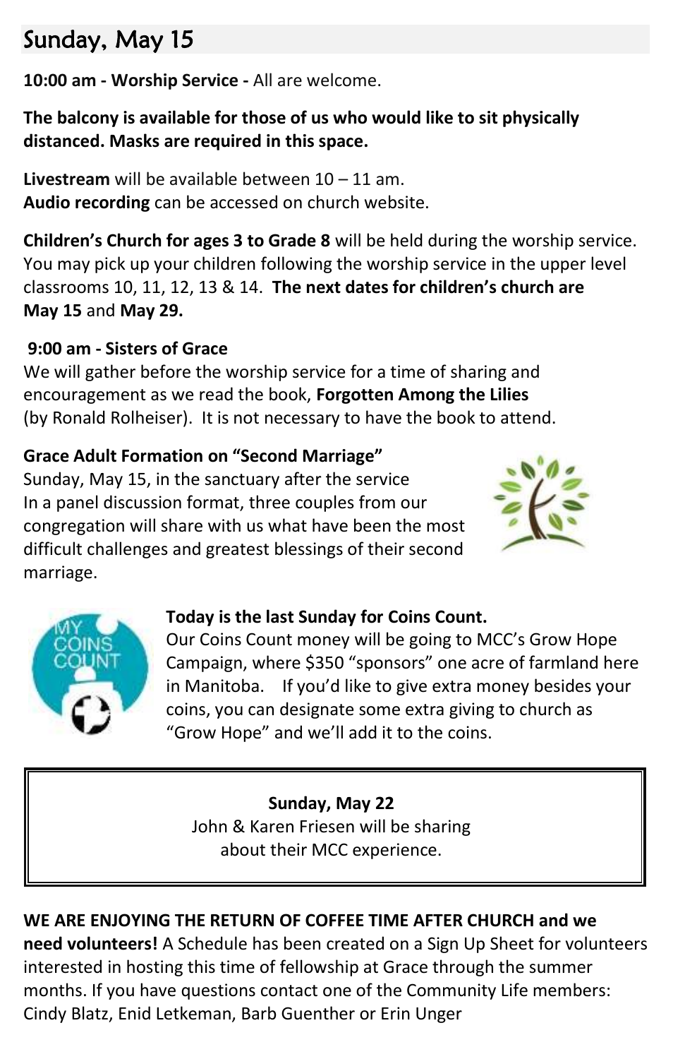## Sunday, May 15

**10:00 am - Worship Service -** All are welcome.

**The balcony is available for those of us who would like to sit physically distanced. Masks are required in this space.**

**Livestream** will be available between 10 – 11 am.
**Audio recording** can be accessed on church website.

**Children's Church for ages 3 to Grade 8** will be held during the worship service. You may pick up your children following the worship service in the upper level classrooms 10, 11, 12, 13 & 14. **The next dates for children's church are May 15** and **May 29.**

**9:00 am - Sisters of Grace**
We will gather before the worship service for a time of sharing and encouragement as we read the book, **Forgotten Among the Lilies** (by Ronald Rolheiser). It is not necessary to have the book to attend.

**Grace Adult Formation on "Second Marriage"**
Sunday, May 15, in the sanctuary after the service
In a panel discussion format, three couples from our congregation will share with us what have been the most difficult challenges and greatest blessings of their second marriage.

**Today is the last Sunday for Coins Count.**
Our Coins Count money will be going to MCC's Grow Hope Campaign, where $350 "sponsors" one acre of farmland here in Manitoba. If you'd like to give extra money besides your coins, you can designate some extra giving to church as "Grow Hope" and we'll add it to the coins.

**Sunday, May 22**
John & Karen Friesen will be sharing about their MCC experience.

**WE ARE ENJOYING THE RETURN OF COFFEE TIME AFTER CHURCH and we need volunteers!** A Schedule has been created on a Sign Up Sheet for volunteers interested in hosting this time of fellowship at Grace through the summer months. If you have questions contact one of the Community Life members: Cindy Blatz, Enid Letkeman, Barb Guenther or Erin Unger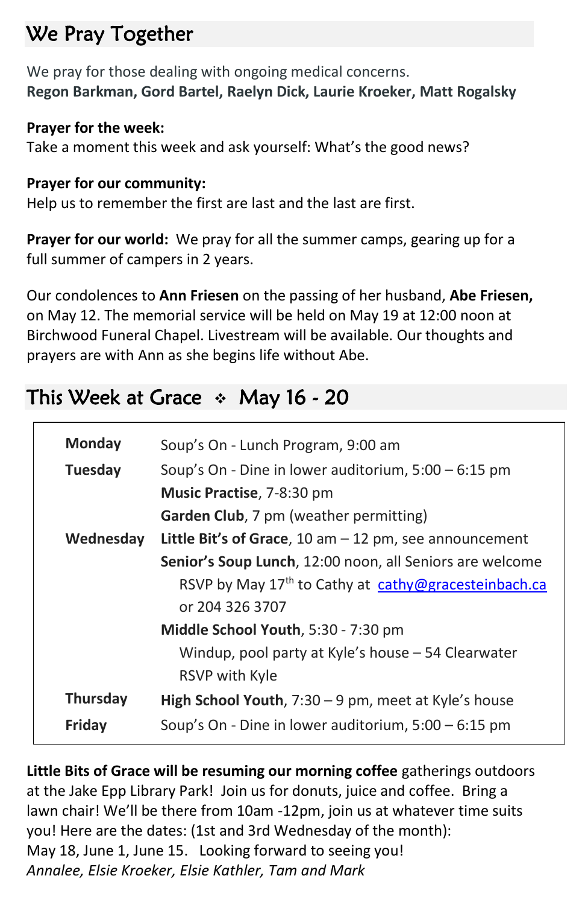## We Pray Together

We pray for those dealing with ongoing medical concerns.
**Regon Barkman, Gord Bartel, Raelyn Dick, Laurie Kroeker, Matt Rogalsky**

**Prayer for the week:**
Take a moment this week and ask yourself: What's the good news?

**Prayer for our community:**
Help us to remember the first are last and the last are first.

**Prayer for our world:** We pray for all the summer camps, gearing up for a full summer of campers in 2 years.

Our condolences to **Ann Friesen** on the passing of her husband, **Abe Friesen,** on May 12. The memorial service will be held on May 19 at 12:00 noon at Birchwood Funeral Chapel. Livestream will be available. Our thoughts and prayers are with Ann as she begins life without Abe.

## This Week at Grace ❖ May 16 - 20

| | |
|---|---|
| **Monday** | Soup's On - Lunch Program, 9:00 am |
| **Tuesday** | Soup's On - Dine in lower auditorium, 5:00 – 6:15 pm |
| | **Music Practise**, 7-8:30 pm |
| | **Garden Club**, 7 pm (weather permitting) |
| **Wednesday** | **Little Bit's of Grace**, 10 am – 12 pm, see announcement |
| | **Senior's Soup Lunch**, 12:00 noon, all Seniors are welcome RSVP by May 17th to Cathy at cathy@gracesteinbach.ca or 204 326 3707 |
| | **Middle School Youth**, 5:30 - 7:30 pm Windup, pool party at Kyle's house – 54 Clearwater RSVP with Kyle |
| **Thursday** | **High School Youth**, 7:30 – 9 pm, meet at Kyle's house |
| **Friday** | Soup's On - Dine in lower auditorium, 5:00 – 6:15 pm |

**Little Bits of Grace will be resuming our morning coffee** gatherings outdoors at the Jake Epp Library Park! Join us for donuts, juice and coffee. Bring a lawn chair! We'll be there from 10am -12pm, join us at whatever time suits you! Here are the dates: (1st and 3rd Wednesday of the month):
May 18, June 1, June 15. Looking forward to seeing you!
*Annalee, Elsie Kroeker, Elsie Kathler, Tam and Mark*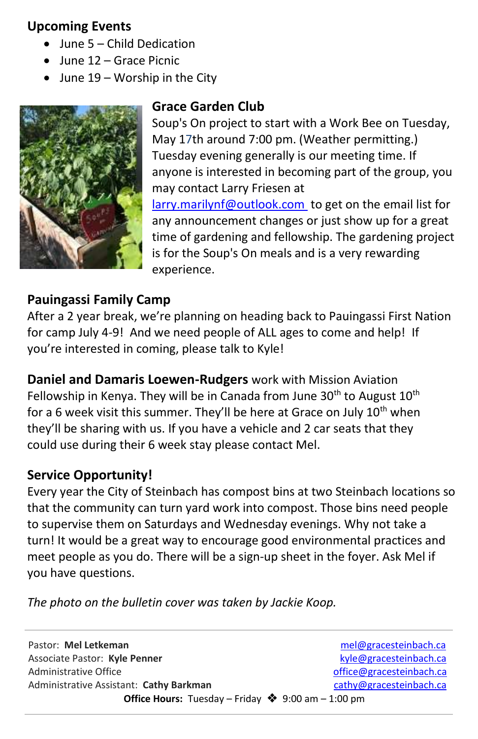## Upcoming Events

- June 5 – Child Dedication
- June 12 – Grace Picnic
- June 19 – Worship in the City

## Grace Garden Club

Soup's On project to start with a Work Bee on Tuesday, May 17th around 7:00 pm. (Weather permitting.) Tuesday evening generally is our meeting time. If anyone is interested in becoming part of the group, you may contact Larry Friesen at larry.marilynf@outlook.com to get on the email list for any announcement changes or just show up for a great time of gardening and fellowship. The gardening project is for the Soup's On meals and is a very rewarding experience.

## Pauingassi Family Camp

After a 2 year break, we're planning on heading back to Pauingassi First Nation for camp July 4-9! And we need people of ALL ages to come and help! If you're interested in coming, please talk to Kyle!

**Daniel and Damaris Loewen-Rudgers** work with Mission Aviation Fellowship in Kenya. They will be in Canada from June 30th to August 10th for a 6 week visit this summer. They'll be here at Grace on July 10th when they'll be sharing with us. If you have a vehicle and 2 car seats that they could use during their 6 week stay please contact Mel.

## Service Opportunity!

Every year the City of Steinbach has compost bins at two Steinbach locations so that the community can turn yard work into compost. Those bins need people to supervise them on Saturdays and Wednesday evenings. Why not take a turn! It would be a great way to encourage good environmental practices and meet people as you do. There will be a sign-up sheet in the foyer. Ask Mel if you have questions.

*The photo on the bulletin cover was taken by Jackie Koop.*

---

Pastor: **Mel Letkeman** — mel@gracesteinbach.ca
Associate Pastor: **Kyle Penner** — kyle@gracesteinbach.ca
Administrative Office — office@gracesteinbach.ca
Administrative Assistant: **Cathy Barkman** — cathy@gracesteinbach.ca

**Office Hours:** Tuesday – Friday ❖ 9:00 am – 1:00 pm